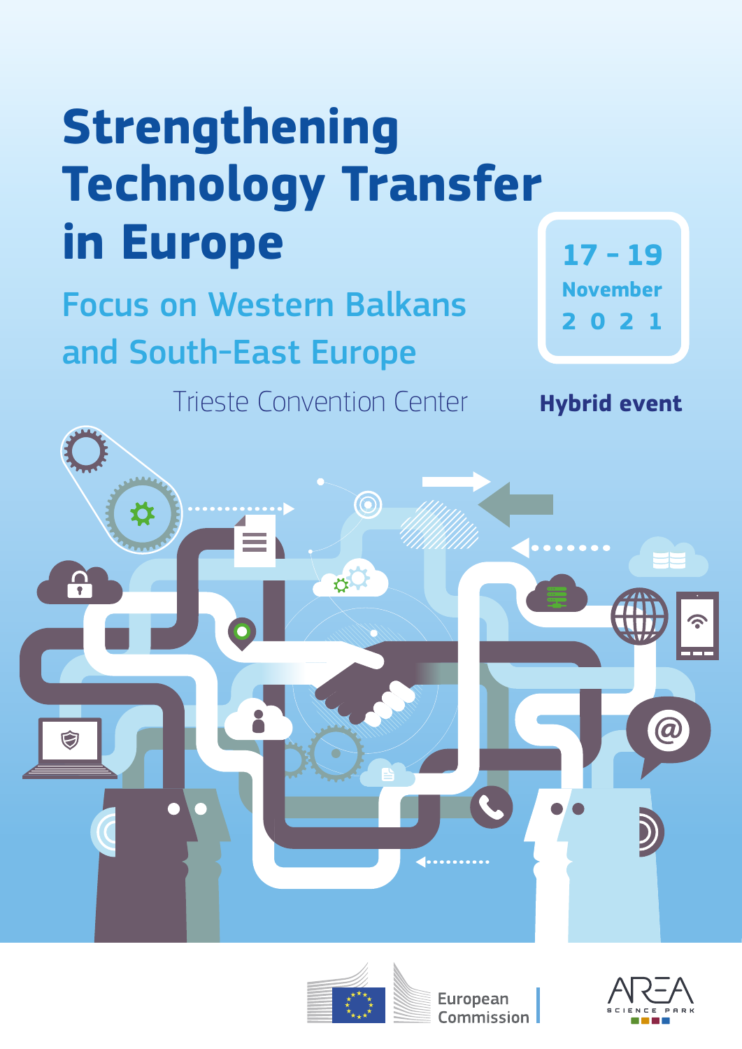# Strengthening Technology Transfer in Europe

## Focus on Western Balkans and South-East Europe

Trieste Convention Center

17 - 19 November 2021

**Hybrid event**

European Commission

AREA SCIENCE PARK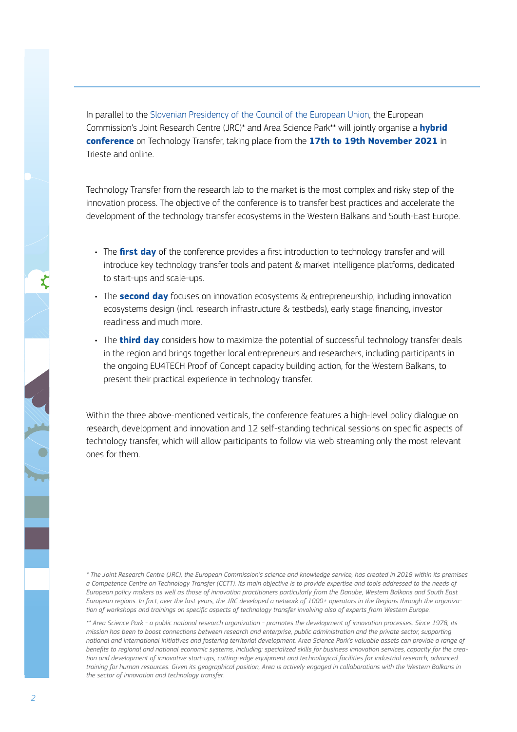In parallel to the Slovenian Presidency of the Council of the European Union, the European Commission's Joint Research Centre (JRC)* and Area Science Park** will jointly organise a **hybrid conference** on Technology Transfer, taking place from the **17th to 19th November 2021** in Trieste and online.

Technology Transfer from the research lab to the market is the most complex and risky step of the innovation process. The objective of the conference is to transfer best practices and accelerate the development of the technology transfer ecosystems in the Western Balkans and South-East Europe.

- The **first day** of the conference provides a first introduction to technology transfer and will introduce key technology transfer tools and patent & market intelligence platforms, dedicated to start-ups and scale-ups.
- The **second day** focuses on innovation ecosystems & entrepreneurship, including innovation ecosystems design (incl. research infrastructure & testbeds), early stage financing, investor readiness and much more.
- The **third day** considers how to maximize the potential of successful technology transfer deals in the region and brings together local entrepreneurs and researchers, including participants in the ongoing EU4TECH Proof of Concept capacity building action, for the Western Balkans, to present their practical experience in technology transfer.

Within the three above-mentioned verticals, the conference features a high-level policy dialogue on research, development and innovation and 12 self-standing technical sessions on specific aspects of technology transfer, which will allow participants to follow via web streaming only the most relevant ones for them.

*\* The Joint Research Centre (JRC), the European Commission's science and knowledge service, has created in 2018 within its premises a Competence Centre on Technology Transfer (CCTT). Its main objective is to provide expertise and tools addressed to the needs of European policy makers as well as those of innovation practitioners particularly from the Danube, Western Balkans and South East European regions. In fact, over the last years, the JRC developed a network of 1000+ operators in the Regions through the organization of workshops and trainings on specific aspects of technology transfer involving also of experts from Western Europe.*

*\*\* Area Science Park - a public national research organization - promotes the development of innovation processes. Since 1978, its mission has been to boost connections between research and enterprise, public administration and the private sector, supporting national and international initiatives and fostering territorial development. Area Science Park's valuable assets can provide a range of benefits to regional and national economic systems, including: specialized skills for business innovation services, capacity for the creation and development of innovative start-ups, cutting-edge equipment and technological facilities for industrial research, advanced training for human resources. Given its geographical position, Area is actively engaged in collaborations with the Western Balkans in the sector of innovation and technology transfer.*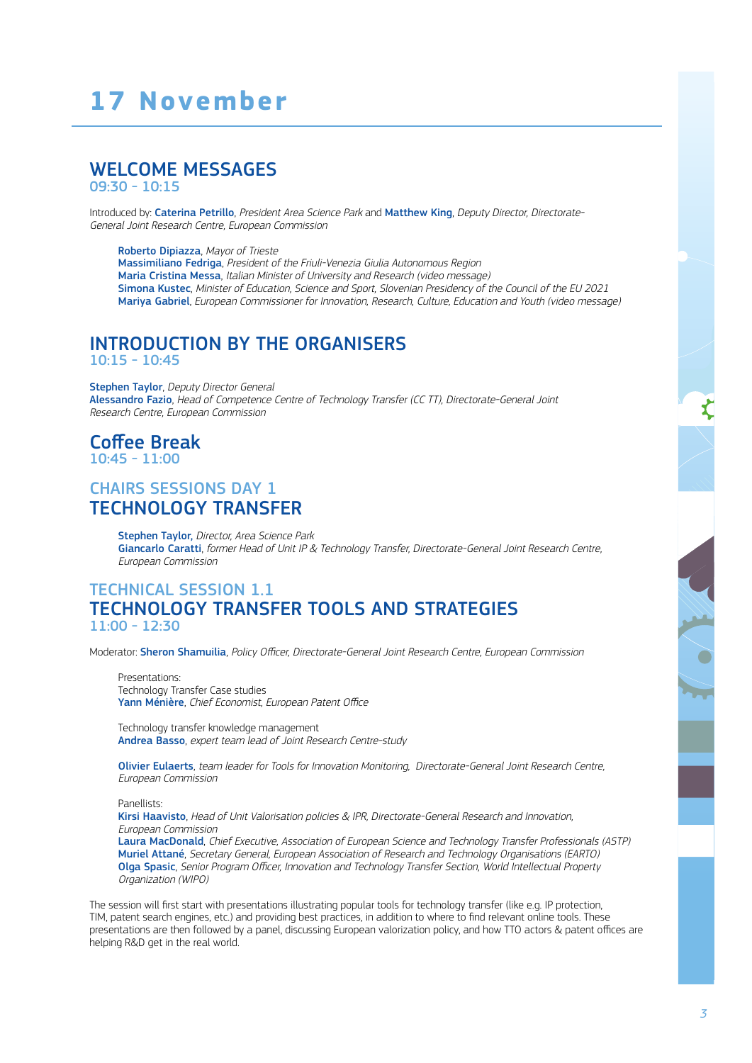# 17 November

## WELCOME MESSAGES
09:30 - 10:15

Introduced by: **Caterina Petrillo**, *President Area Science Park* and **Matthew King**, *Deputy Director, Directorate-General Joint Research Centre, European Commission*

**Roberto Dipiazza**, *Mayor of Trieste*
**Massimiliano Fedriga**, *President of the Friuli-Venezia Giulia Autonomous Region*
**Maria Cristina Messa**, *Italian Minister of University and Research (video message)*
**Simona Kustec**, *Minister of Education, Science and Sport, Slovenian Presidency of the Council of the EU 2021*
**Mariya Gabriel**, *European Commissioner for Innovation, Research, Culture, Education and Youth (video message)*

## INTRODUCTION BY THE ORGANISERS
10:15 - 10:45

**Stephen Taylor**, *Deputy Director General*
**Alessandro Fazio**, *Head of Competence Centre of Technology Transfer (CC TT), Directorate-General Joint Research Centre, European Commission*

## Coffee Break
10:45 - 11:00

## CHAIRS SESSIONS DAY 1
## TECHNOLOGY TRANSFER

**Stephen Taylor,** *Director, Area Science Park*
**Giancarlo Caratti**, *former Head of Unit IP & Technology Transfer, Directorate-General Joint Research Centre, European Commission*

## TECHNICAL SESSION 1.1
## TECHNOLOGY TRANSFER TOOLS AND STRATEGIES
11:00 - 12:30

Moderator: **Sheron Shamuilia**, *Policy Officer, Directorate-General Joint Research Centre, European Commission*

Presentations:
Technology Transfer Case studies
**Yann Ménière**, *Chief Economist, European Patent Office*

Technology transfer knowledge management
**Andrea Basso**, *expert team lead of Joint Research Centre-study*

**Olivier Eulaerts**, *team leader for Tools for Innovation Monitoring, Directorate-General Joint Research Centre, European Commission*

Panellists:
**Kirsi Haavisto**, *Head of Unit Valorisation policies & IPR, Directorate-General Research and Innovation, European Commission*
**Laura MacDonald**, *Chief Executive, Association of European Science and Technology Transfer Professionals (ASTP)*
**Muriel Attané**, *Secretary General, European Association of Research and Technology Organisations (EARTO)*
**Olga Spasic**, *Senior Program Officer, Innovation and Technology Transfer Section, World Intellectual Property Organization (WIPO)*

The session will first start with presentations illustrating popular tools for technology transfer (like e.g. IP protection, TIM, patent search engines, etc.) and providing best practices, in addition to where to find relevant online tools. These presentations are then followed by a panel, discussing European valorization policy, and how TTO actors & patent offices are helping R&D get in the real world.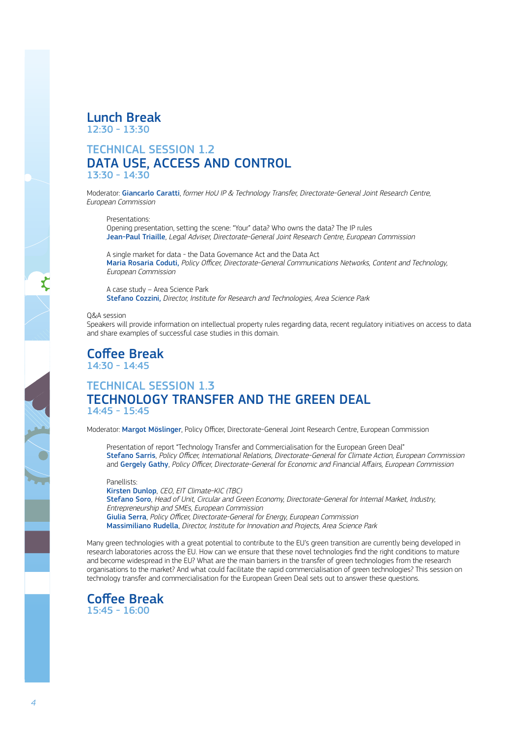## Lunch Break

12:30 - 13:30

## TECHNICAL SESSION 1.2
## DATA USE, ACCESS AND CONTROL

13:30 - 14:30

Moderator: **Giancarlo Caratti**, *former HoU IP & Technology Transfer, Directorate-General Joint Research Centre, European Commission*

Presentations:

Opening presentation, setting the scene: "Your" data? Who owns the data? The IP rules
**Jean-Paul Triaille**, *Legal Adviser, Directorate-General Joint Research Centre, European Commission*

A single market for data - the Data Governance Act and the Data Act
**Maria Rosaria Coduti,** *Policy Officer, Directorate-General Communications Networks, Content and Technology, European Commission*

A case study – Area Science Park
**Stefano Cozzini,** *Director, Institute for Research and Technologies, Area Science Park*

Q&A session

Speakers will provide information on intellectual property rules regarding data, recent regulatory initiatives on access to data and share examples of successful case studies in this domain.

## Coffee Break

14:30 - 14:45

## TECHNICAL SESSION 1.3
## TECHNOLOGY TRANSFER AND THE GREEN DEAL

14:45 - 15:45

Moderator: **Margot Möslinger**, Policy Officer, Directorate-General Joint Research Centre, European Commission

Presentation of report "Technology Transfer and Commercialisation for the European Green Deal"
**Stefano Sarris**, *Policy Officer, International Relations, Directorate-General for Climate Action, European Commission* and **Gergely Gathy**, *Policy Officer, Directorate-General for Economic and Financial Affairs, European Commission*

Panellists:

**Kirsten Dunlop**, *CEO, EIT Climate-KIC (TBC)*
**Stefano Soro**, *Head of Unit, Circular and Green Economy, Directorate-General for Internal Market, Industry, Entrepreneurship and SMEs, European Commission*
**Giulia Serra**, *Policy Officer, Directorate-General for Energy, European Commission*
**Massimiliano Rudella**, *Director, Institute for Innovation and Projects, Area Science Park*

Many green technologies with a great potential to contribute to the EU's green transition are currently being developed in research laboratories across the EU. How can we ensure that these novel technologies find the right conditions to mature and become widespread in the EU? What are the main barriers in the transfer of green technologies from the research organisations to the market? And what could facilitate the rapid commercialisation of green technologies? This session on technology transfer and commercialisation for the European Green Deal sets out to answer these questions.

## Coffee Break

15:45 - 16:00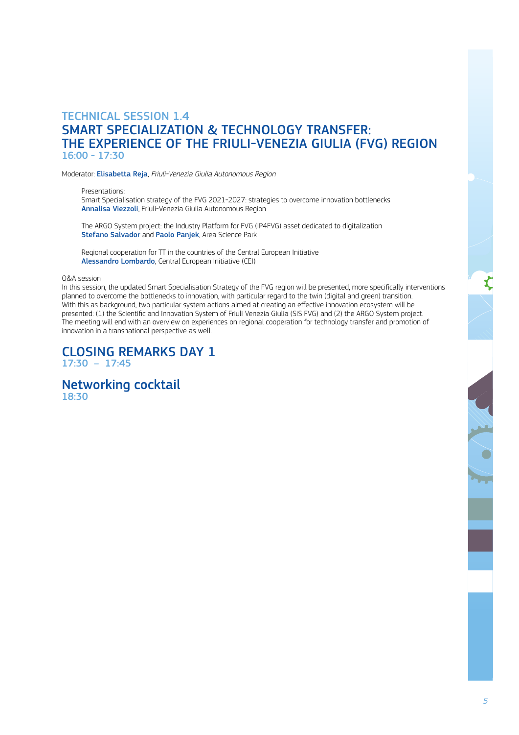## TECHNICAL SESSION 1.4
## SMART SPECIALIZATION & TECHNOLOGY TRANSFER: THE EXPERIENCE OF THE FRIULI-VENEZIA GIULIA (FVG) REGION

16:00 - 17:30

Moderator: **Elisabetta Reja**, *Friuli-Venezia Giulia Autonomous Region*

Presentations:

Smart Specialisation strategy of the FVG 2021-2027: strategies to overcome innovation bottlenecks
**Annalisa Viezzoli**, Friuli-Venezia Giulia Autonomous Region

The ARGO System project: the Industry Platform for FVG (IP4FVG) asset dedicated to digitalization
**Stefano Salvador** and **Paolo Panjek**, Area Science Park

Regional cooperation for TT in the countries of the Central European Initiative
**Alessandro Lombardo**, Central European Initiative (CEI)

Q&A session

In this session, the updated Smart Specialisation Strategy of the FVG region will be presented, more specifically interventions planned to overcome the bottlenecks to innovation, with particular regard to the twin (digital and green) transition. With this as background, two particular system actions aimed at creating an effective innovation ecosystem will be presented: (1) the Scientific and Innovation System of Friuli Venezia Giulia (SiS FVG) and (2) the ARGO System project. The meeting will end with an overview on experiences on regional cooperation for technology transfer and promotion of innovation in a transnational perspective as well.

## CLOSING REMARKS DAY 1

17:30 – 17:45

## Networking cocktail

18:30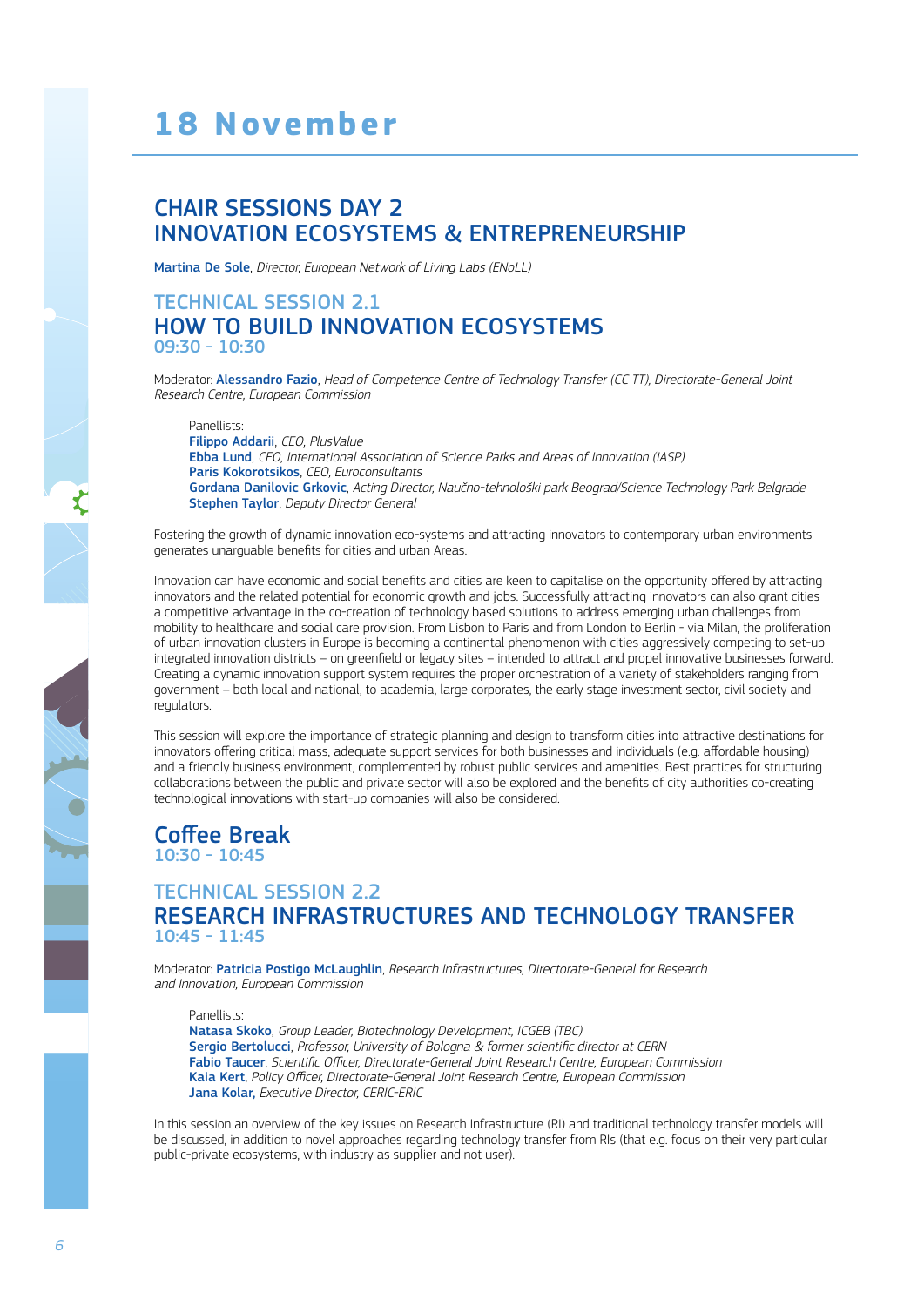# 18 November

## CHAIR SESSIONS DAY 2
## INNOVATION ECOSYSTEMS & ENTREPRENEURSHIP

**Martina De Sole**, *Director, European Network of Living Labs (ENoLL)*

### TECHNICAL SESSION 2.1
### HOW TO BUILD INNOVATION ECOSYSTEMS
09:30 - 10:30

Moderator: **Alessandro Fazio**, *Head of Competence Centre of Technology Transfer (CC TT), Directorate-General Joint Research Centre, European Commission*

Panellists:
**Filippo Addarii**, *CEO, PlusValue*
**Ebba Lund**, *CEO, International Association of Science Parks and Areas of Innovation (IASP)*
**Paris Kokorotsikos**, *CEO, Euroconsultants*
**Gordana Danilovic Grkovic**, *Acting Director, Naučno-tehnološki park Beograd/Science Technology Park Belgrade*
**Stephen Taylor**, *Deputy Director General*

Fostering the growth of dynamic innovation eco-systems and attracting innovators to contemporary urban environments generates unarguable benefits for cities and urban Areas.

Innovation can have economic and social benefits and cities are keen to capitalise on the opportunity offered by attracting innovators and the related potential for economic growth and jobs. Successfully attracting innovators can also grant cities a competitive advantage in the co-creation of technology based solutions to address emerging urban challenges from mobility to healthcare and social care provision. From Lisbon to Paris and from London to Berlin - via Milan, the proliferation of urban innovation clusters in Europe is becoming a continental phenomenon with cities aggressively competing to set-up integrated innovation districts – on greenfield or legacy sites – intended to attract and propel innovative businesses forward. Creating a dynamic innovation support system requires the proper orchestration of a variety of stakeholders ranging from government – both local and national, to academia, large corporates, the early stage investment sector, civil society and regulators.

This session will explore the importance of strategic planning and design to transform cities into attractive destinations for innovators offering critical mass, adequate support services for both businesses and individuals (e.g. affordable housing) and a friendly business environment, complemented by robust public services and amenities. Best practices for structuring collaborations between the public and private sector will also be explored and the benefits of city authorities co-creating technological innovations with start-up companies will also be considered.

### Coffee Break
10:30 - 10:45

### TECHNICAL SESSION 2.2
### RESEARCH INFRASTRUCTURES AND TECHNOLOGY TRANSFER
10:45 - 11:45

Moderator: **Patricia Postigo McLaughlin**, *Research Infrastructures, Directorate-General for Research and Innovation, European Commission*

Panellists:
**Natasa Skoko**, *Group Leader, Biotechnology Development, ICGEB (TBC)*
**Sergio Bertolucci**, *Professor, University of Bologna & former scientific director at CERN*
**Fabio Taucer**, *Scientific Officer, Directorate-General Joint Research Centre, European Commission*
**Kaia Kert**, *Policy Officer, Directorate-General Joint Research Centre, European Commission*
**Jana Kolar**, *Executive Director, CERIC-ERIC*

In this session an overview of the key issues on Research Infrastructure (RI) and traditional technology transfer models will be discussed, in addition to novel approaches regarding technology transfer from RIs (that e.g. focus on their very particular public-private ecosystems, with industry as supplier and not user).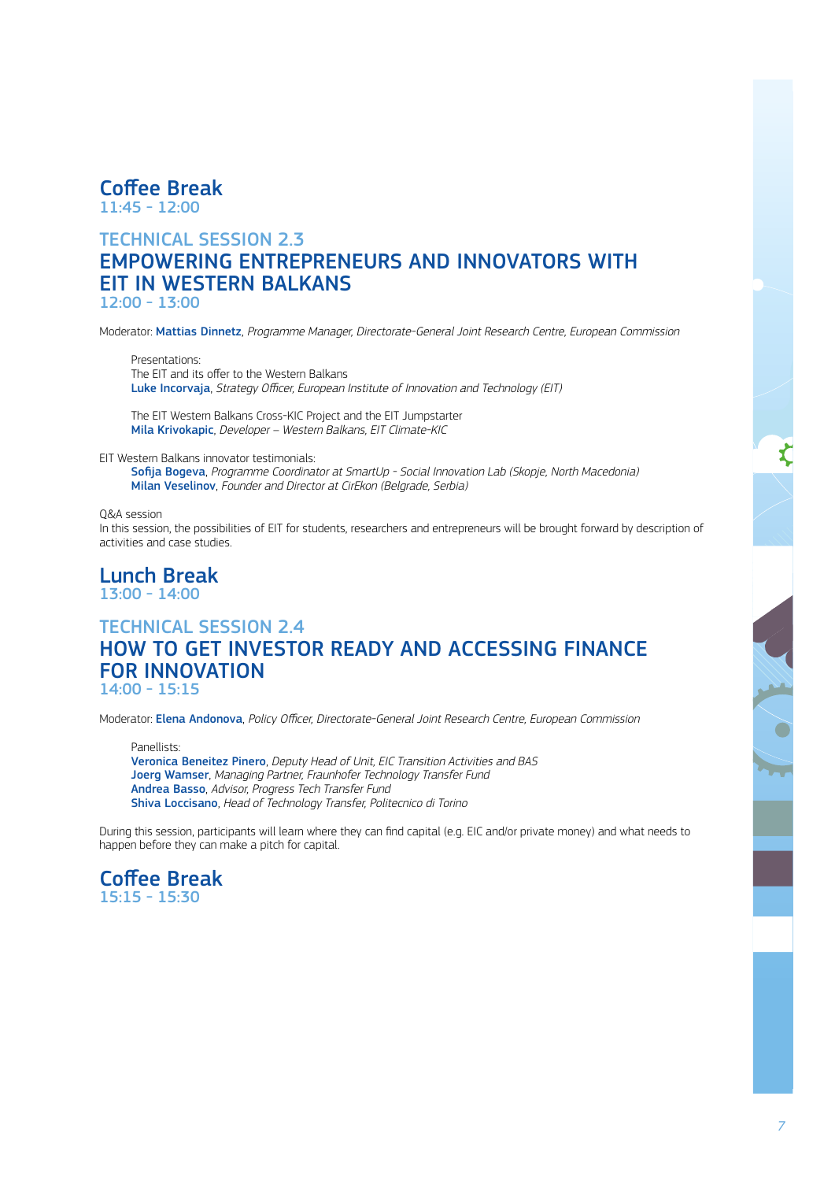## Coffee Break
11:45 - 12:00

## TECHNICAL SESSION 2.3
## EMPOWERING ENTREPRENEURS AND INNOVATORS WITH EIT IN WESTERN BALKANS
12:00 - 13:00

Moderator: **Mattias Dinnetz**, *Programme Manager, Directorate-General Joint Research Centre, European Commission*

Presentations:
The EIT and its offer to the Western Balkans
**Luke Incorvaja**, *Strategy Officer, European Institute of Innovation and Technology (EIT)*

The EIT Western Balkans Cross-KIC Project and the EIT Jumpstarter
**Mila Krivokapic**, *Developer – Western Balkans, EIT Climate-KIC*

EIT Western Balkans innovator testimonials:
**Sofija Bogeva**, *Programme Coordinator at SmartUp - Social Innovation Lab (Skopje, North Macedonia)*
**Milan Veselinov**, *Founder and Director at CirEkon (Belgrade, Serbia)*

Q&A session
In this session, the possibilities of EIT for students, researchers and entrepreneurs will be brought forward by description of activities and case studies.

## Lunch Break
13:00 - 14:00

## TECHNICAL SESSION 2.4
## HOW TO GET INVESTOR READY AND ACCESSING FINANCE FOR INNOVATION
14:00 - 15:15

Moderator: **Elena Andonova**, *Policy Officer, Directorate-General Joint Research Centre, European Commission*

Panellists:
**Veronica Beneitez Pinero**, *Deputy Head of Unit, EIC Transition Activities and BAS*
**Joerg Wamser**, *Managing Partner, Fraunhofer Technology Transfer Fund*
**Andrea Basso**, *Advisor, Progress Tech Transfer Fund*
**Shiva Loccisano**, *Head of Technology Transfer, Politecnico di Torino*

During this session, participants will learn where they can find capital (e.g. EIC and/or private money) and what needs to happen before they can make a pitch for capital.

## Coffee Break
15:15 - 15:30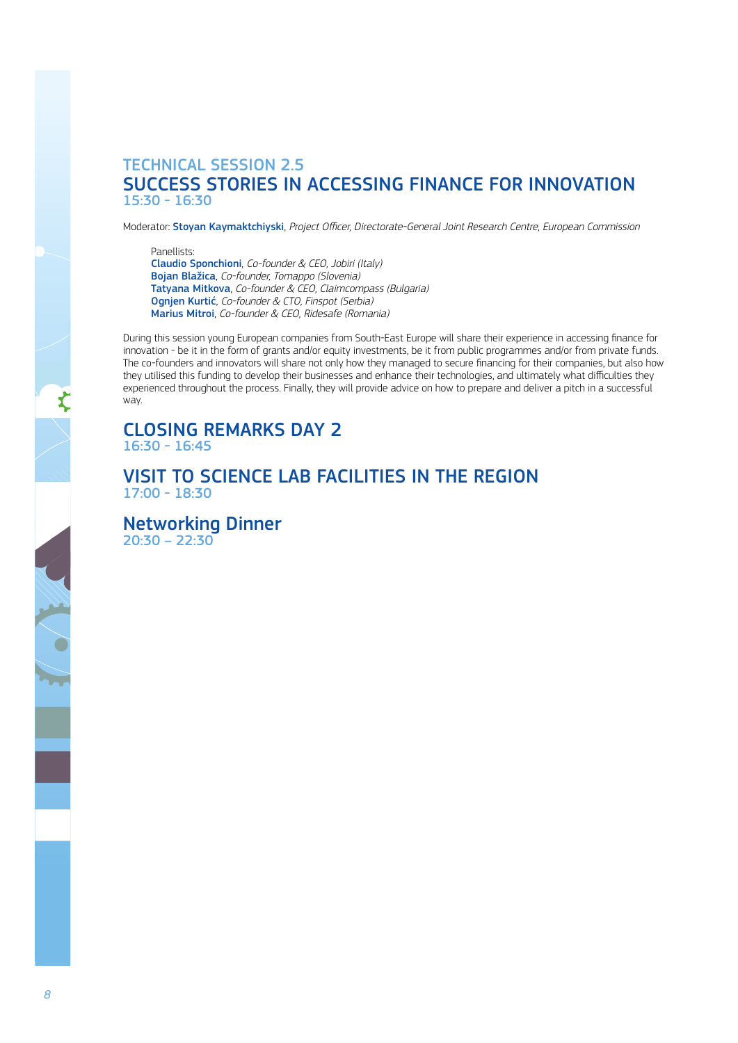## TECHNICAL SESSION 2.5
## SUCCESS STORIES IN ACCESSING FINANCE FOR INNOVATION
15:30 - 16:30

Moderator: **Stoyan Kaymaktchiyski**, *Project Officer, Directorate-General Joint Research Centre, European Commission*

Panellists:
**Claudio Sponchioni**, *Co-founder & CEO, Jobiri (Italy)*
**Bojan Blažica**, *Co-founder, Tomappo (Slovenia)*
**Tatyana Mitkova**, *Co-founder & CEO, Claimcompass (Bulgaria)*
**Ognjen Kurtić**, *Co-founder & CTO, Finspot (Serbia)*
**Marius Mitroi**, *Co-founder & CEO, Ridesafe (Romania)*

During this session young European companies from South-East Europe will share their experience in accessing finance for innovation - be it in the form of grants and/or equity investments, be it from public programmes and/or from private funds. The co-founders and innovators will share not only how they managed to secure financing for their companies, but also how they utilised this funding to develop their businesses and enhance their technologies, and ultimately what difficulties they experienced throughout the process. Finally, they will provide advice on how to prepare and deliver a pitch in a successful way.

## CLOSING REMARKS DAY 2
16:30 - 16:45

## VISIT TO SCIENCE LAB FACILITIES IN THE REGION
17:00 - 18:30

## Networking Dinner
20:30 – 22:30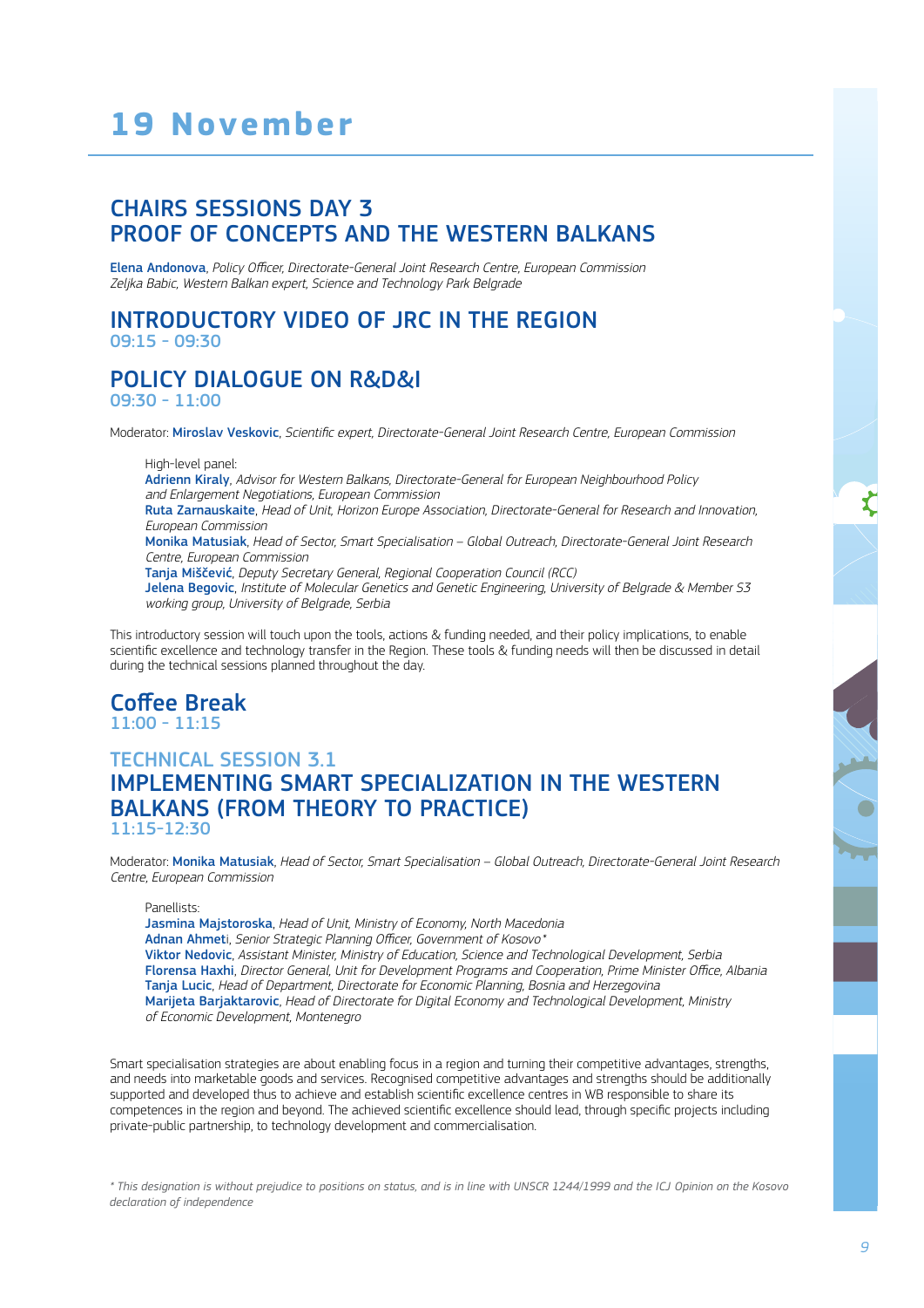# 19 November

## CHAIRS SESSIONS DAY 3
## PROOF OF CONCEPTS AND THE WESTERN BALKANS

**Elena Andonova**, *Policy Officer, Directorate-General Joint Research Centre, European Commission*
*Zeljka Babic, Western Balkan expert, Science and Technology Park Belgrade*

## INTRODUCTORY VIDEO OF JRC IN THE REGION
09:15 - 09:30

## POLICY DIALOGUE ON R&D&I
09:30 - 11:00

Moderator: **Miroslav Veskovic**, *Scientific expert, Directorate-General Joint Research Centre, European Commission*

High-level panel:
**Adrienn Kiraly**, *Advisor for Western Balkans, Directorate-General for European Neighbourhood Policy and Enlargement Negotiations, European Commission*
**Ruta Zarnauskaite**, *Head of Unit, Horizon Europe Association, Directorate-General for Research and Innovation, European Commission*
**Monika Matusiak**, *Head of Sector, Smart Specialisation – Global Outreach, Directorate-General Joint Research Centre, European Commission*
**Tanja Miščević**, *Deputy Secretary General, Regional Cooperation Council (RCC)*
**Jelena Begovic**, *Institute of Molecular Genetics and Genetic Engineering, University of Belgrade & Member S3 working group, University of Belgrade, Serbia*

This introductory session will touch upon the tools, actions & funding needed, and their policy implications, to enable scientific excellence and technology transfer in the Region. These tools & funding needs will then be discussed in detail during the technical sessions planned throughout the day.

## Coffee Break
11:00 - 11:15

## TECHNICAL SESSION 3.1
## IMPLEMENTING SMART SPECIALIZATION IN THE WESTERN BALKANS (FROM THEORY TO PRACTICE)
11:15-12:30

Moderator: **Monika Matusiak**, *Head of Sector, Smart Specialisation – Global Outreach, Directorate-General Joint Research Centre, European Commission*

Panellists:
**Jasmina Majstoroska**, *Head of Unit, Ministry of Economy, North Macedonia*
**Adnan Ahmet**i, *Senior Strategic Planning Officer, Government of Kosovo**
**Viktor Nedovic**, *Assistant Minister, Ministry of Education, Science and Technological Development, Serbia*
**Florensa Haxhi**, *Director General, Unit for Development Programs and Cooperation, Prime Minister Office, Albania*
**Tanja Lucic**, *Head of Department, Directorate for Economic Planning, Bosnia and Herzegovina*
**Marijeta Barjaktarovic**, *Head of Directorate for Digital Economy and Technological Development, Ministry of Economic Development, Montenegro*

Smart specialisation strategies are about enabling focus in a region and turning their competitive advantages, strengths, and needs into marketable goods and services. Recognised competitive advantages and strengths should be additionally supported and developed thus to achieve and establish scientific excellence centres in WB responsible to share its competences in the region and beyond. The achieved scientific excellence should lead, through specific projects including private-public partnership, to technology development and commercialisation.

*\* This designation is without prejudice to positions on status, and is in line with UNSCR 1244/1999 and the ICJ Opinion on the Kosovo declaration of independence*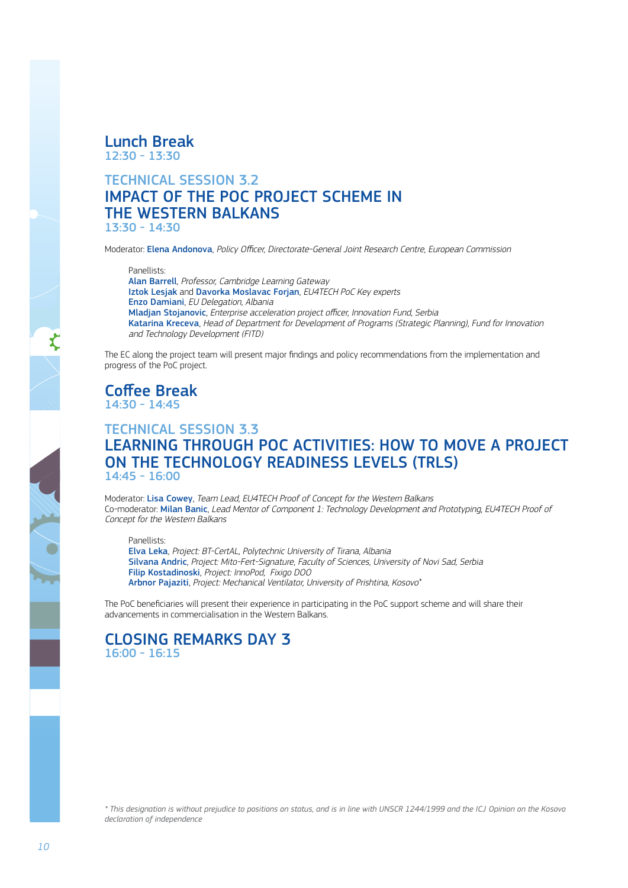## Lunch Break
12:30 - 13:30

## TECHNICAL SESSION 3.2
## IMPACT OF THE POC PROJECT SCHEME IN THE WESTERN BALKANS
13:30 - 14:30

Moderator: **Elena Andonova**, *Policy Officer, Directorate-General Joint Research Centre, European Commission*

Panellists:
**Alan Barrell**, *Professor, Cambridge Learning Gateway*
**Iztok Lesjak** and **Davorka Moslavac Forjan**, *EU4TECH PoC Key experts*
**Enzo Damiani**, *EU Delegation, Albania*
**Mladjan Stojanovic**, *Enterprise acceleration project officer, Innovation Fund, Serbia*
**Katarina Kreceva**, *Head of Department for Development of Programs (Strategic Planning), Fund for Innovation and Technology Development (FITD)*

The EC along the project team will present major findings and policy recommendations from the implementation and progress of the PoC project.

## Coffee Break
14:30 - 14:45

## TECHNICAL SESSION 3.3
## LEARNING THROUGH POC ACTIVITIES: HOW TO MOVE A PROJECT ON THE TECHNOLOGY READINESS LEVELS (TRLS)
14:45 - 16:00

Moderator: **Lisa Cowey**, *Team Lead, EU4TECH Proof of Concept for the Western Balkans*
Co-moderator: **Milan Banic**, *Lead Mentor of Component 1: Technology Development and Prototyping, EU4TECH Proof of Concept for the Western Balkans*

Panellists:
**Elva Leka**, *Project: BT-CertAL, Polytechnic University of Tirana, Albania*
**Silvana Andric**, *Project: Mito-Fert-Signature, Faculty of Sciences, University of Novi Sad, Serbia*
**Filip Kostadinoski**, *Project: InnoPod, Fixigo DOO*
**Arbnor Pajaziti**, *Project: Mechanical Ventilator, University of Prishtina, Kosovo**

The PoC beneficiaries will present their experience in participating in the PoC support scheme and will share their advancements in commercialisation in the Western Balkans.

## CLOSING REMARKS DAY 3
16:00 - 16:15

*\* This designation is without prejudice to positions on status, and is in line with UNSCR 1244/1999 and the ICJ Opinion on the Kosovo declaration of independence*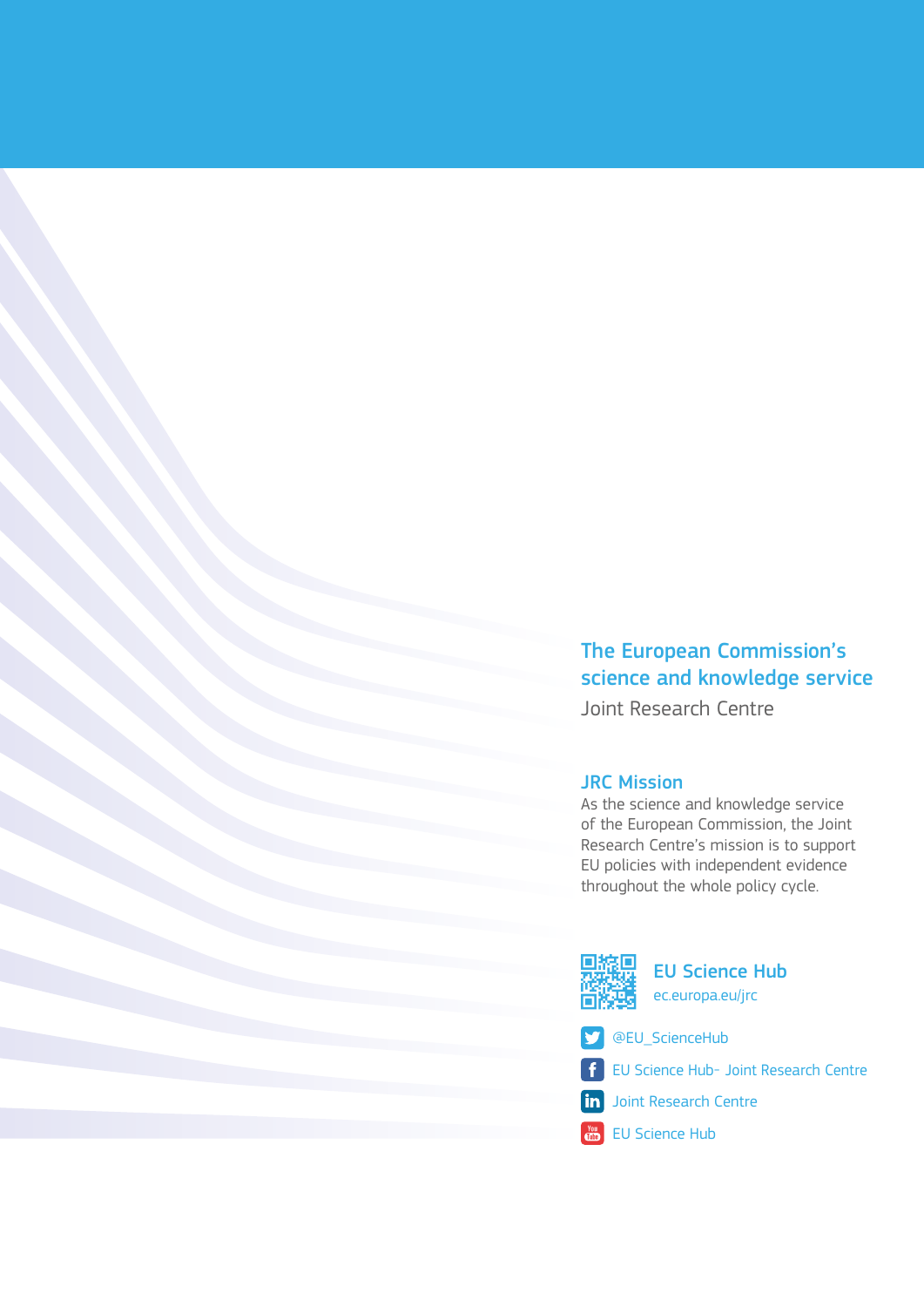## The European Commission's science and knowledge service

Joint Research Centre

### JRC Mission

As the science and knowledge service of the European Commission, the Joint Research Centre's mission is to support EU policies with independent evidence throughout the whole policy cycle.

### EU Science Hub

ec.europa.eu/jrc

@EU_ScienceHub

EU Science Hub- Joint Research Centre

Joint Research Centre

EU Science Hub